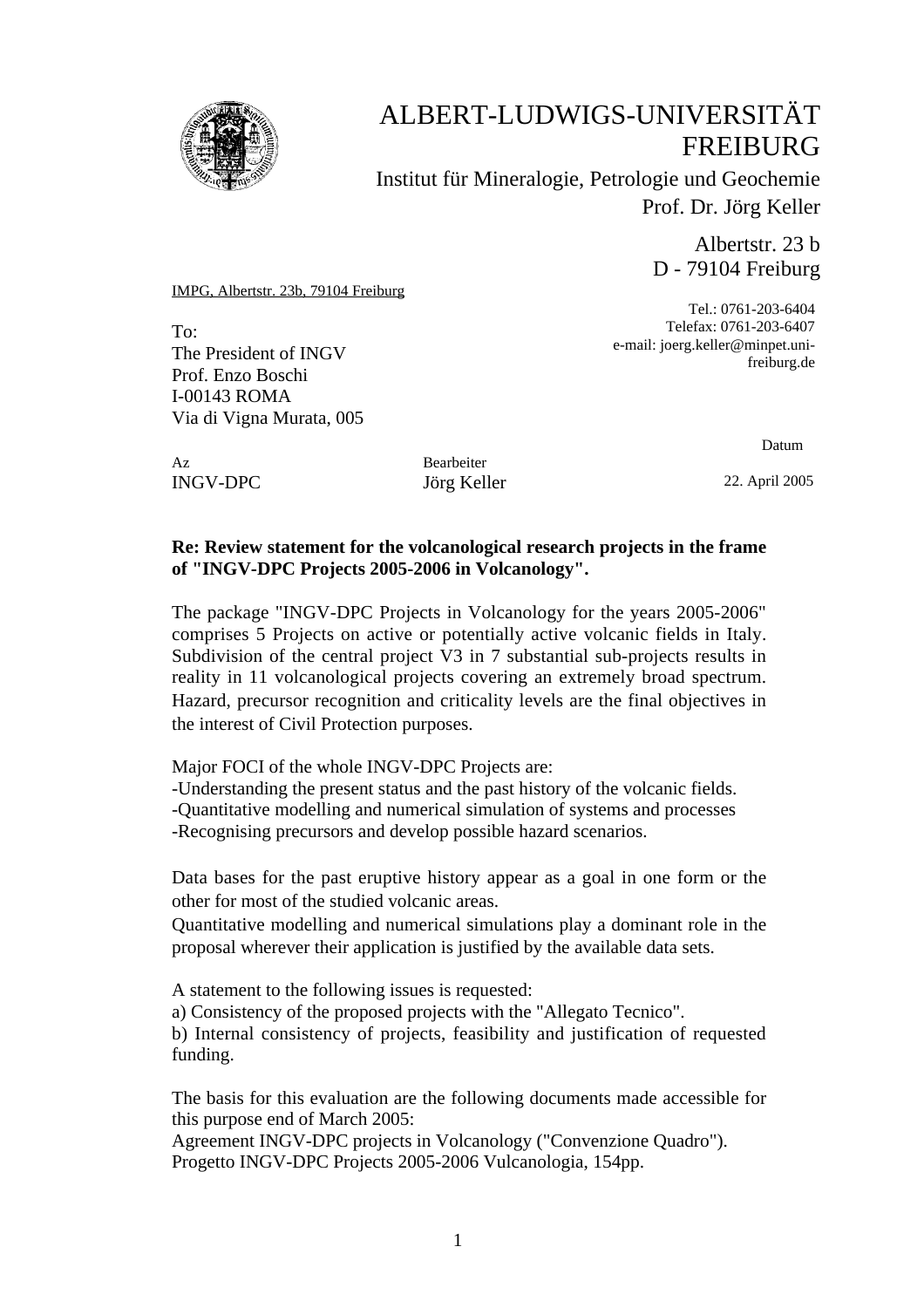# ALBERT-LUDWIGS-UNIVERSITÄT FREIBURG

Institut für Mineralogie, Petrologie und Geochemie
Prof. Dr. Jörg Keller

Albertstr. 23 b
D - 79104 Freiburg

IMPG, Albertstr. 23b, 79104 Freiburg

Tel.: 0761-203-6404
Telefax: 0761-203-6407
e-mail: joerg.keller@minpet.uni-freiburg.de

To:
The President of INGV
Prof. Enzo Boschi
I-00143 ROMA
Via di Vigna Murata, 005

| Az | Bearbeiter | Datum |
|---|---|---|
| INGV-DPC | Jörg Keller | 22. April 2005 |

**Re: Review statement for the volcanological research projects in the frame of "INGV-DPC Projects 2005-2006 in Volcanology".**

The package "INGV-DPC Projects in Volcanology for the years 2005-2006" comprises 5 Projects on active or potentially active volcanic fields in Italy. Subdivision of the central project V3 in 7 substantial sub-projects results in reality in 11 volcanological projects covering an extremely broad spectrum. Hazard, precursor recognition and criticality levels are the final objectives in the interest of Civil Protection purposes.

Major FOCI of the whole INGV-DPC Projects are:
-Understanding the present status and the past history of the volcanic fields.
-Quantitative modelling and numerical simulation of systems and processes
-Recognising precursors and develop possible hazard scenarios.

Data bases for the past eruptive history appear as a goal in one form or the other for most of the studied volcanic areas.
Quantitative modelling and numerical simulations play a dominant role in the proposal wherever their application is justified by the available data sets.

A statement to the following issues is requested:
a) Consistency of the proposed projects with the "Allegato Tecnico".
b) Internal consistency of projects, feasibility and justification of requested funding.

The basis for this evaluation are the following documents made accessible for this purpose end of March 2005:
Agreement INGV-DPC projects in Volcanology ("Convenzione Quadro").
Progetto INGV-DPC Projects 2005-2006 Vulcanologia, 154pp.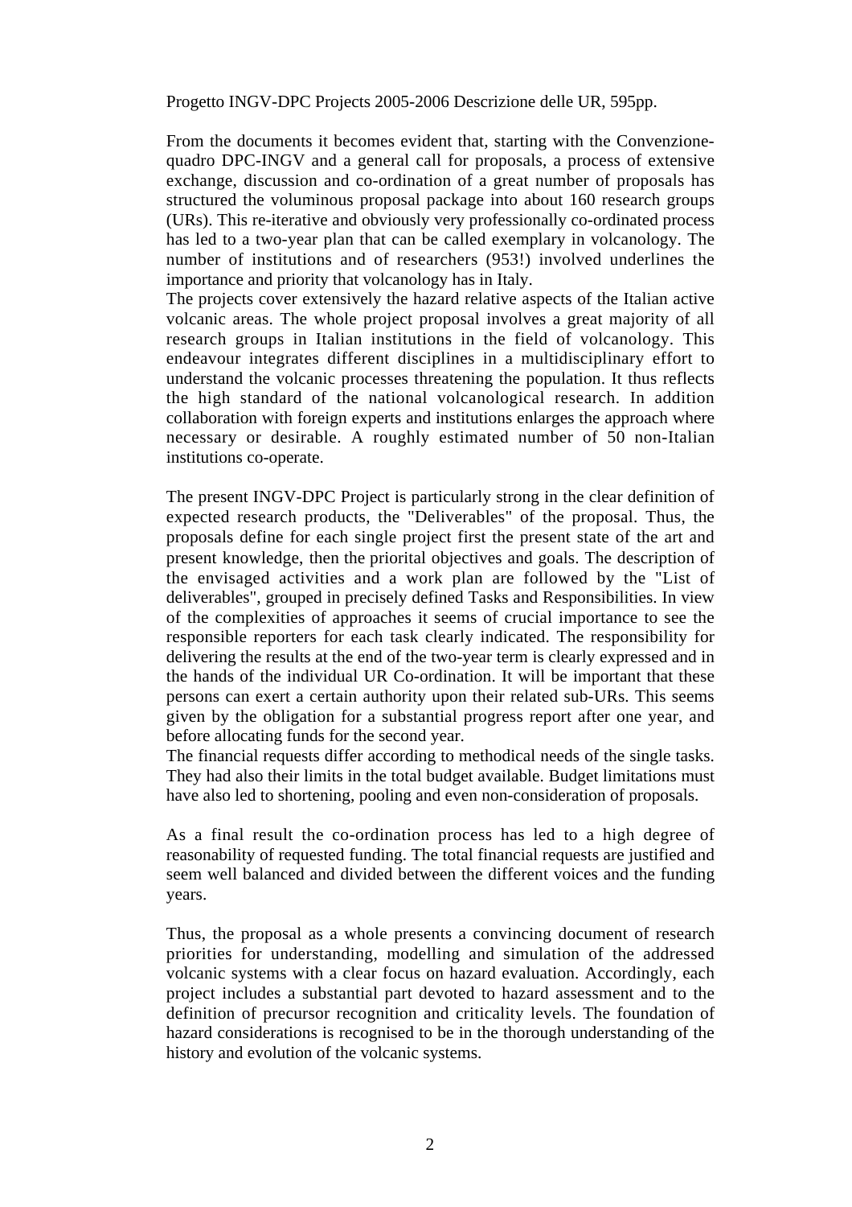Progetto INGV-DPC Projects 2005-2006 Descrizione delle UR, 595pp.

From the documents it becomes evident that, starting with the Convenzione-quadro DPC-INGV and a general call for proposals, a process of extensive exchange, discussion and co-ordination of a great number of proposals has structured the voluminous proposal package into about 160 research groups (URs). This re-iterative and obviously very professionally co-ordinated process has led to a two-year plan that can be called exemplary in volcanology. The number of institutions and of researchers (953!) involved underlines the importance and priority that volcanology has in Italy.
The projects cover extensively the hazard relative aspects of the Italian active volcanic areas. The whole project proposal involves a great majority of all research groups in Italian institutions in the field of volcanology. This endeavour integrates different disciplines in a multidisciplinary effort to understand the volcanic processes threatening the population. It thus reflects the high standard of the national volcanological research. In addition collaboration with foreign experts and institutions enlarges the approach where necessary or desirable. A roughly estimated number of 50 non-Italian institutions co-operate.

The present INGV-DPC Project is particularly strong in the clear definition of expected research products, the "Deliverables" of the proposal. Thus, the proposals define for each single project first the present state of the art and present knowledge, then the priorital objectives and goals. The description of the envisaged activities and a work plan are followed by the "List of deliverables", grouped in precisely defined Tasks and Responsibilities. In view of the complexities of approaches it seems of crucial importance to see the responsible reporters for each task clearly indicated. The responsibility for delivering the results at the end of the two-year term is clearly expressed and in the hands of the individual UR Co-ordination. It will be important that these persons can exert a certain authority upon their related sub-URs. This seems given by the obligation for a substantial progress report after one year, and before allocating funds for the second year.
The financial requests differ according to methodical needs of the single tasks. They had also their limits in the total budget available. Budget limitations must have also led to shortening, pooling and even non-consideration of proposals.

As a final result the co-ordination process has led to a high degree of reasonability of requested funding. The total financial requests are justified and seem well balanced and divided between the different voices and the funding years.

Thus, the proposal as a whole presents a convincing document of research priorities for understanding, modelling and simulation of the addressed volcanic systems with a clear focus on hazard evaluation. Accordingly, each project includes a substantial part devoted to hazard assessment and to the definition of precursor recognition and criticality levels. The foundation of hazard considerations is recognised to be in the thorough understanding of the history and evolution of the volcanic systems.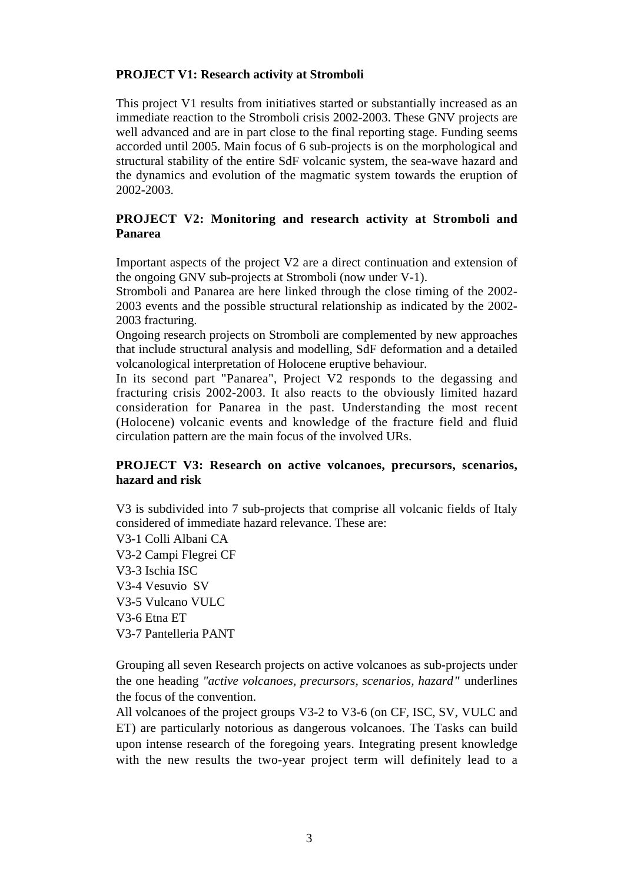**PROJECT V1: Research activity at Stromboli**

This project V1 results from initiatives started or substantially increased as an immediate reaction to the Stromboli crisis 2002-2003. These GNV projects are well advanced and are in part close to the final reporting stage. Funding seems accorded until 2005. Main focus of 6 sub-projects is on the morphological and structural stability of the entire SdF volcanic system, the sea-wave hazard and the dynamics and evolution of the magmatic system towards the eruption of 2002-2003.

**PROJECT V2: Monitoring and research activity at Stromboli and Panarea**

Important aspects of the project V2 are a direct continuation and extension of the ongoing GNV sub-projects at Stromboli (now under V-1).

Stromboli and Panarea are here linked through the close timing of the 2002-2003 events and the possible structural relationship as indicated by the 2002-2003 fracturing.

Ongoing research projects on Stromboli are complemented by new approaches that include structural analysis and modelling, SdF deformation and a detailed volcanological interpretation of Holocene eruptive behaviour.

In its second part "Panarea", Project V2 responds to the degassing and fracturing crisis 2002-2003. It also reacts to the obviously limited hazard consideration for Panarea in the past. Understanding the most recent (Holocene) volcanic events and knowledge of the fracture field and fluid circulation pattern are the main focus of the involved URs.

**PROJECT V3: Research on active volcanoes, precursors, scenarios, hazard and risk**

V3 is subdivided into 7 sub-projects that comprise all volcanic fields of Italy considered of immediate hazard relevance. These are:

V3-1 Colli Albani CA
V3-2 Campi Flegrei CF
V3-3 Ischia ISC
V3-4 Vesuvio SV
V3-5 Vulcano VULC
V3-6 Etna ET
V3-7 Pantelleria PANT

Grouping all seven Research projects on active volcanoes as sub-projects under the one heading *"active volcanoes, precursors, scenarios, hazard"* underlines the focus of the convention.

All volcanoes of the project groups V3-2 to V3-6 (on CF, ISC, SV, VULC and ET) are particularly notorious as dangerous volcanoes. The Tasks can build upon intense research of the foregoing years. Integrating present knowledge with the new results the two-year project term will definitely lead to a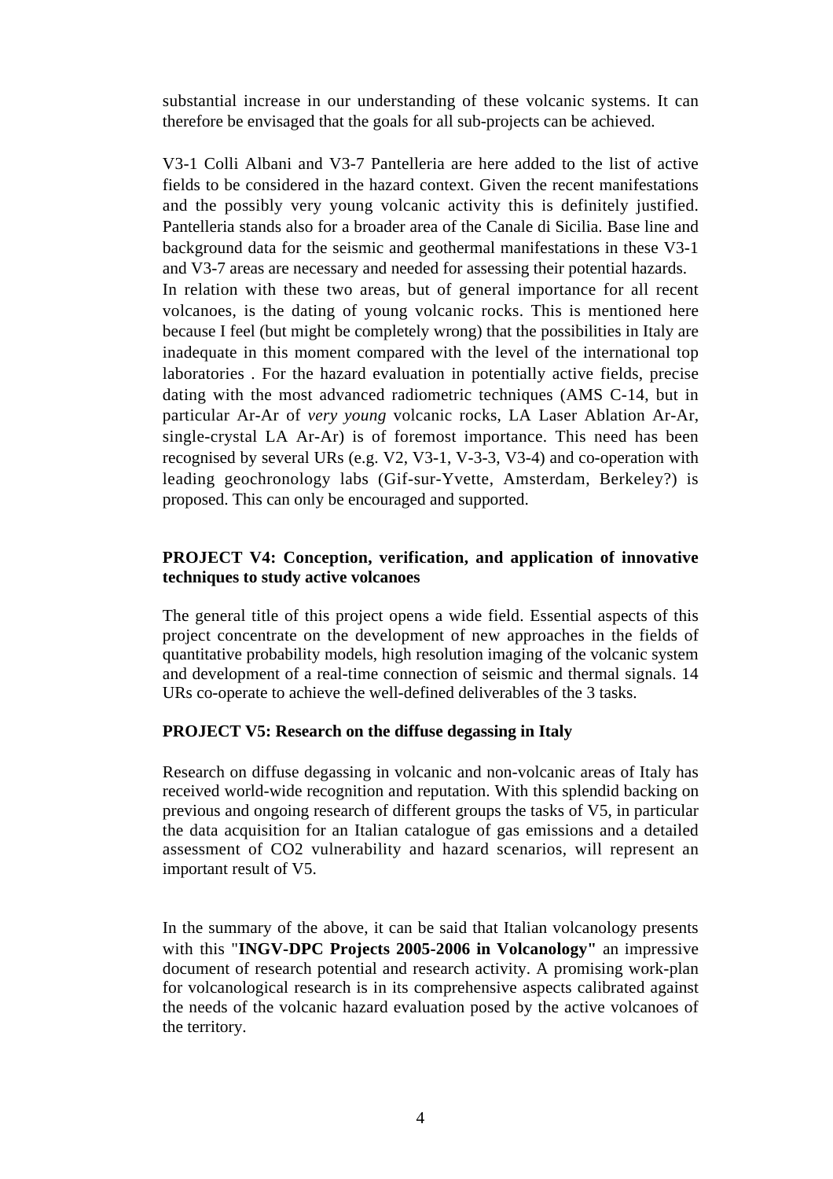substantial increase in our understanding of these volcanic systems. It can therefore be envisaged that the goals for all sub-projects can be achieved.

V3-1 Colli Albani and V3-7 Pantelleria are here added to the list of active fields to be considered in the hazard context. Given the recent manifestations and the possibly very young volcanic activity this is definitely justified. Pantelleria stands also for a broader area of the Canale di Sicilia. Base line and background data for the seismic and geothermal manifestations in these V3-1 and V3-7 areas are necessary and needed for assessing their potential hazards.
In relation with these two areas, but of general importance for all recent volcanoes, is the dating of young volcanic rocks. This is mentioned here because I feel (but might be completely wrong) that the possibilities in Italy are inadequate in this moment compared with the level of the international top laboratories . For the hazard evaluation in potentially active fields, precise dating with the most advanced radiometric techniques (AMS C-14, but in particular Ar-Ar of *very young* volcanic rocks, LA Laser Ablation Ar-Ar, single-crystal LA Ar-Ar) is of foremost importance. This need has been recognised by several URs (e.g. V2, V3-1, V-3-3, V3-4) and co-operation with leading geochronology labs (Gif-sur-Yvette, Amsterdam, Berkeley?) is proposed. This can only be encouraged and supported.

**PROJECT V4: Conception, verification, and application of innovative techniques to study active volcanoes**

The general title of this project opens a wide field. Essential aspects of this project concentrate on the development of new approaches in the fields of quantitative probability models, high resolution imaging of the volcanic system and development of a real-time connection of seismic and thermal signals. 14 URs co-operate to achieve the well-defined deliverables of the 3 tasks.

**PROJECT V5: Research on the diffuse degassing in Italy**

Research on diffuse degassing in volcanic and non-volcanic areas of Italy has received world-wide recognition and reputation. With this splendid backing on previous and ongoing research of different groups the tasks of V5, in particular the data acquisition for an Italian catalogue of gas emissions and a detailed assessment of $CO_2$ vulnerability and hazard scenarios, will represent an important result of V5.

In the summary of the above, it can be said that Italian volcanology presents with this "**INGV-DPC Projects 2005-2006 in Volcanology"** an impressive document of research potential and research activity. A promising work-plan for volcanological research is in its comprehensive aspects calibrated against the needs of the volcanic hazard evaluation posed by the active volcanoes of the territory.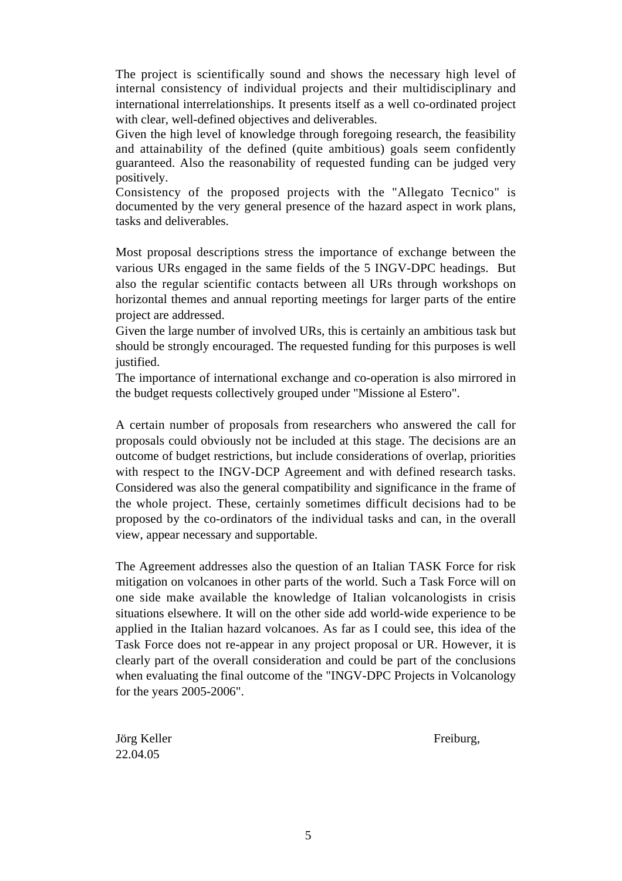The project is scientifically sound and shows the necessary high level of internal consistency of individual projects and their multidisciplinary and international interrelationships. It presents itself as a well co-ordinated project with clear, well-defined objectives and deliverables.
Given the high level of knowledge through foregoing research, the feasibility and attainability of the defined (quite ambitious) goals seem confidently guaranteed. Also the reasonability of requested funding can be judged very positively.
Consistency of the proposed projects with the "Allegato Tecnico" is documented by the very general presence of the hazard aspect in work plans, tasks and deliverables.

Most proposal descriptions stress the importance of exchange between the various URs engaged in the same fields of the 5 INGV-DPC headings. But also the regular scientific contacts between all URs through workshops on horizontal themes and annual reporting meetings for larger parts of the entire project are addressed.
Given the large number of involved URs, this is certainly an ambitious task but should be strongly encouraged. The requested funding for this purposes is well justified.
The importance of international exchange and co-operation is also mirrored in the budget requests collectively grouped under "Missione al Estero".

A certain number of proposals from researchers who answered the call for proposals could obviously not be included at this stage. The decisions are an outcome of budget restrictions, but include considerations of overlap, priorities with respect to the INGV-DCP Agreement and with defined research tasks. Considered was also the general compatibility and significance in the frame of the whole project. These, certainly sometimes difficult decisions had to be proposed by the co-ordinators of the individual tasks and can, in the overall view, appear necessary and supportable.

The Agreement addresses also the question of an Italian TASK Force for risk mitigation on volcanoes in other parts of the world. Such a Task Force will on one side make available the knowledge of Italian volcanologists in crisis situations elsewhere. It will on the other side add world-wide experience to be applied in the Italian hazard volcanoes. As far as I could see, this idea of the Task Force does not re-appear in any project proposal or UR. However, it is clearly part of the overall consideration and could be part of the conclusions when evaluating the final outcome of the "INGV-DPC Projects in Volcanology for the years 2005-2006".

Jörg Keller
Freiburg, 22.04.05